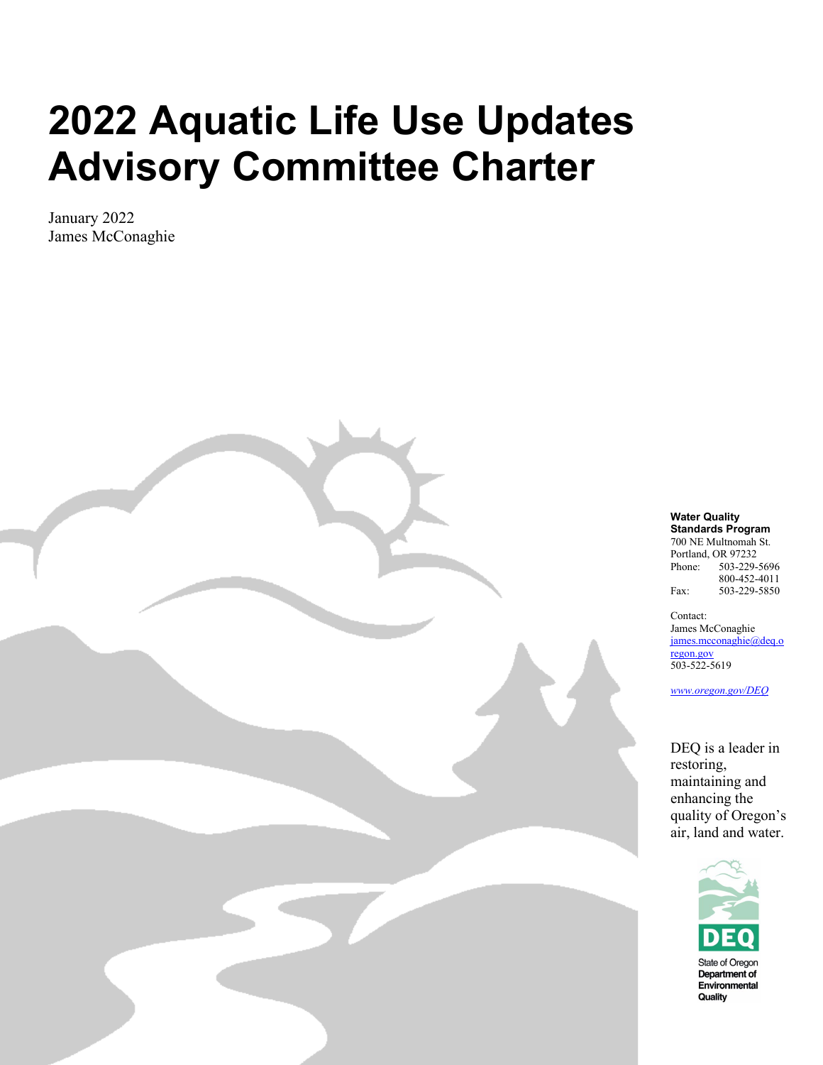# 2022 Aquatic Life Use Updates Advisory Committee Charter

January 2022
James McConaghie

**Water Quality Standards Program**
700 NE Multnomah St.
Portland, OR 97232
Phone: 503-229-5696
800-452-4011
Fax: 503-229-5850

Contact:
James McConaghie
james.mcconaghie@deq.oregon.gov
503-522-5619

*www.oregon.gov/DEQ*

DEQ is a leader in restoring, maintaining and enhancing the quality of Oregon's air, land and water.

State of Oregon
**Department of Environmental Quality**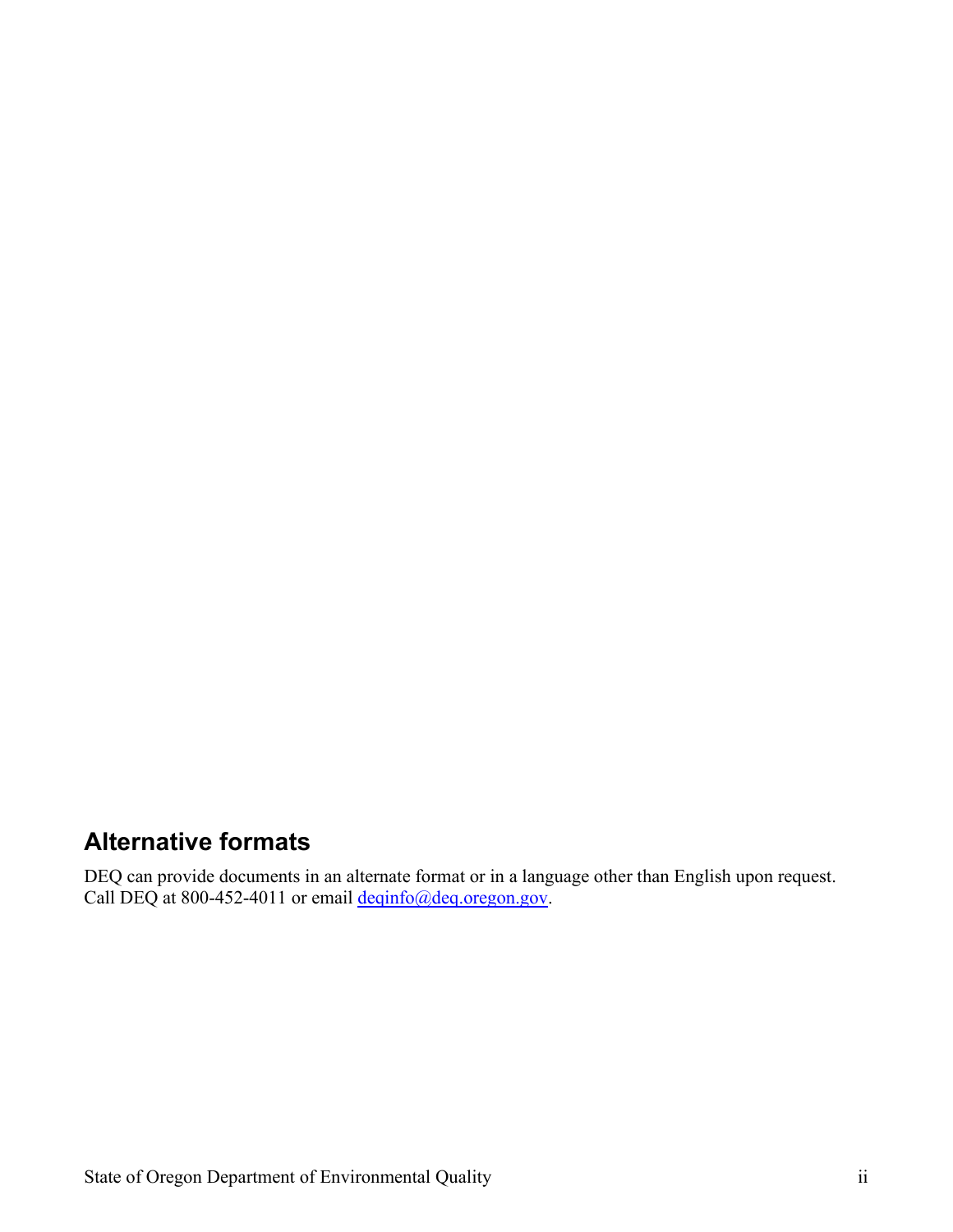## Alternative formats

DEQ can provide documents in an alternate format or in a language other than English upon request. Call DEQ at 800-452-4011 or email deqinfo@deq.oregon.gov.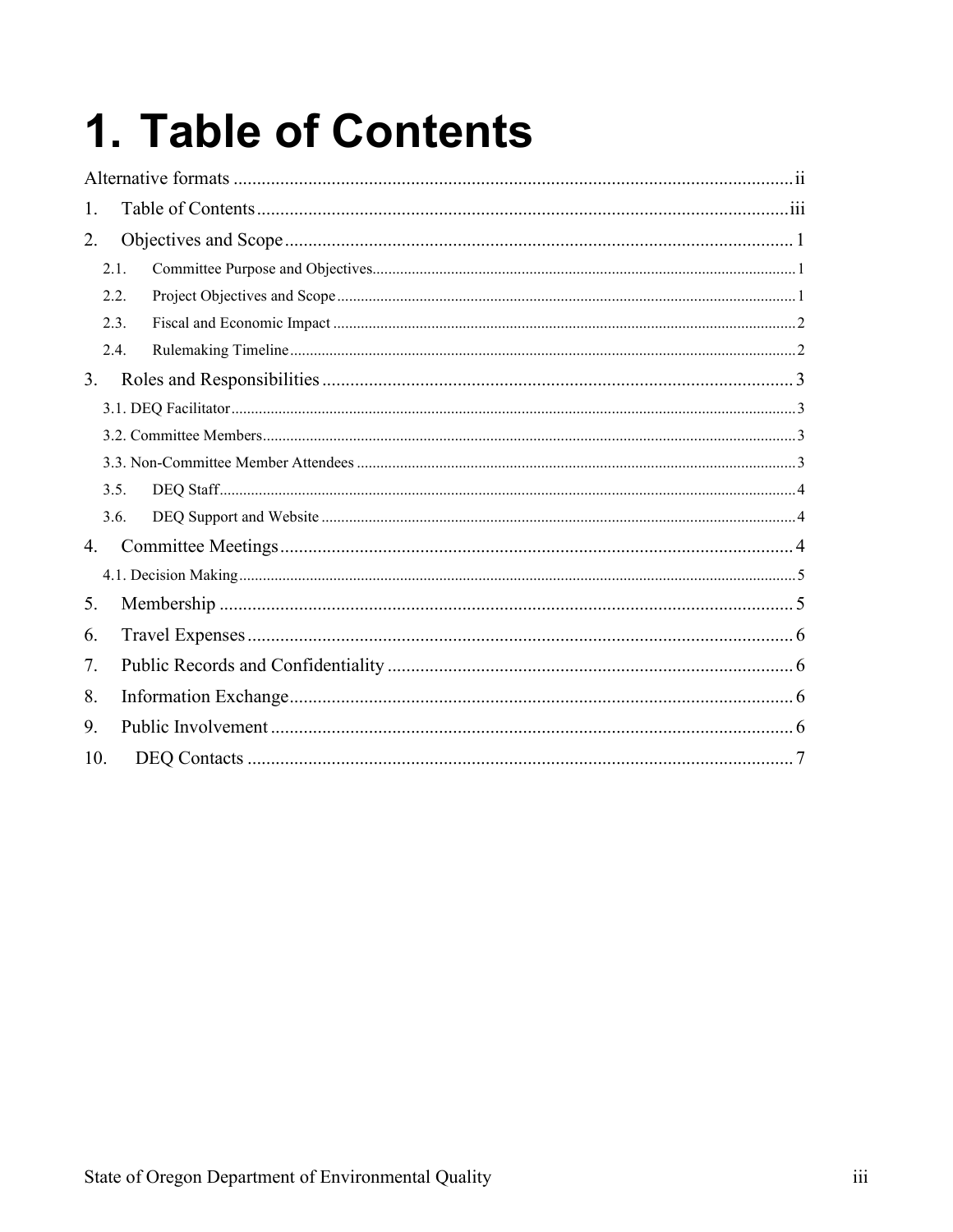# 1. Table of Contents

Alternative formats ........................................................................................................ii

1. Table of Contents ..................................................................................................iii

2. Objectives and Scope ............................................................................................ 1

   2.1. Committee Purpose and Objectives.......................................................................... 1

   2.2. Project Objectives and Scope .................................................................................. 1

   2.3. Fiscal and Economic Impact .................................................................................... 2

   2.4. Rulemaking Timeline ............................................................................................... 2

3. Roles and Responsibilities ..................................................................................... 3

   3.1. DEQ Facilitator ............................................................................................................ 3

   3.2. Committee Members ................................................................................................... 3

   3.3. Non-Committee Member Attendees ........................................................................... 3

   3.5. DEQ Staff.................................................................................................................. 4

   3.6. DEQ Support and Website ........................................................................................ 4

4. Committee Meetings .............................................................................................. 4

   4.1. Decision Making ......................................................................................................... 5

5. Membership ........................................................................................................... 5

6. Travel Expenses ..................................................................................................... 6

7. Public Records and Confidentiality ....................................................................... 6

8. Information Exchange ............................................................................................ 6

9. Public Involvement ................................................................................................. 6

10. DEQ Contacts ....................................................................................................... 7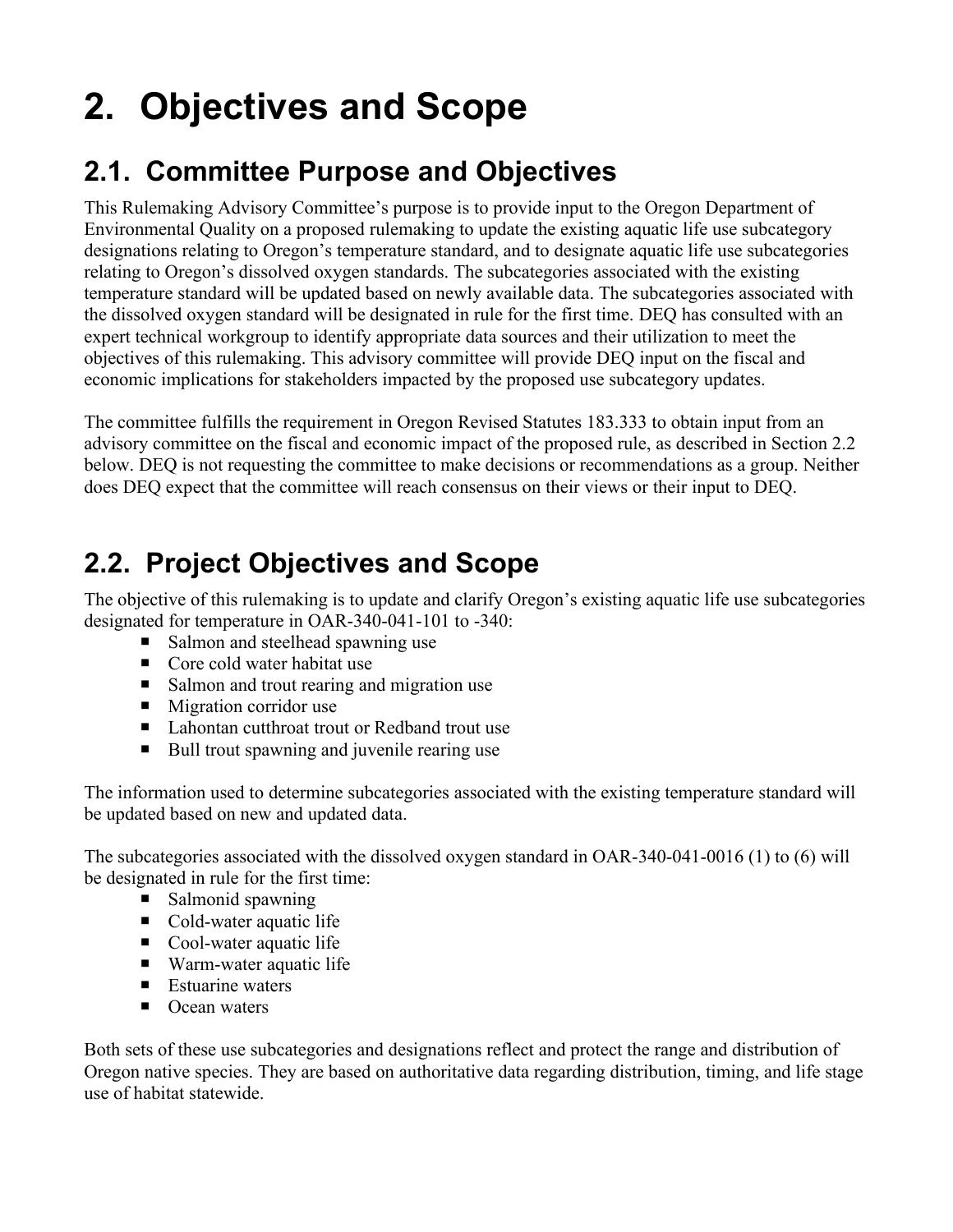# 2. Objectives and Scope

## 2.1. Committee Purpose and Objectives

This Rulemaking Advisory Committee's purpose is to provide input to the Oregon Department of Environmental Quality on a proposed rulemaking to update the existing aquatic life use subcategory designations relating to Oregon's temperature standard, and to designate aquatic life use subcategories relating to Oregon's dissolved oxygen standards. The subcategories associated with the existing temperature standard will be updated based on newly available data. The subcategories associated with the dissolved oxygen standard will be designated in rule for the first time. DEQ has consulted with an expert technical workgroup to identify appropriate data sources and their utilization to meet the objectives of this rulemaking. This advisory committee will provide DEQ input on the fiscal and economic implications for stakeholders impacted by the proposed use subcategory updates.

The committee fulfills the requirement in Oregon Revised Statutes 183.333 to obtain input from an advisory committee on the fiscal and economic impact of the proposed rule, as described in Section 2.2 below. DEQ is not requesting the committee to make decisions or recommendations as a group. Neither does DEQ expect that the committee will reach consensus on their views or their input to DEQ.

## 2.2. Project Objectives and Scope

The objective of this rulemaking is to update and clarify Oregon's existing aquatic life use subcategories designated for temperature in OAR-340-041-101 to -340:

- Salmon and steelhead spawning use
- Core cold water habitat use
- Salmon and trout rearing and migration use
- Migration corridor use
- Lahontan cutthroat trout or Redband trout use
- Bull trout spawning and juvenile rearing use

The information used to determine subcategories associated with the existing temperature standard will be updated based on new and updated data.

The subcategories associated with the dissolved oxygen standard in OAR-340-041-0016 (1) to (6) will be designated in rule for the first time:

- Salmonid spawning
- Cold-water aquatic life
- Cool-water aquatic life
- Warm-water aquatic life
- Estuarine waters
- Ocean waters

Both sets of these use subcategories and designations reflect and protect the range and distribution of Oregon native species. They are based on authoritative data regarding distribution, timing, and life stage use of habitat statewide.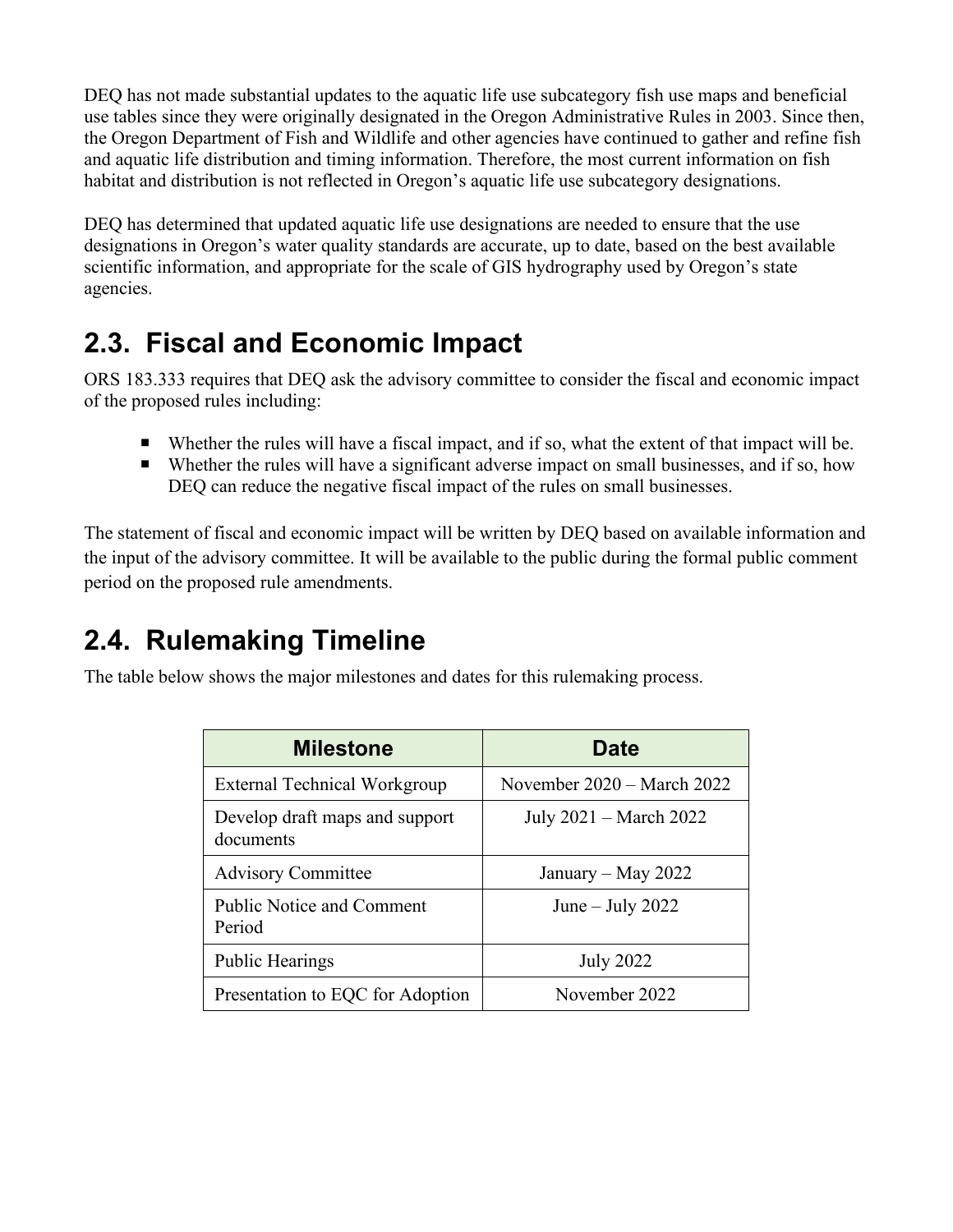DEQ has not made substantial updates to the aquatic life use subcategory fish use maps and beneficial use tables since they were originally designated in the Oregon Administrative Rules in 2003. Since then, the Oregon Department of Fish and Wildlife and other agencies have continued to gather and refine fish and aquatic life distribution and timing information. Therefore, the most current information on fish habitat and distribution is not reflected in Oregon's aquatic life use subcategory designations.

DEQ has determined that updated aquatic life use designations are needed to ensure that the use designations in Oregon's water quality standards are accurate, up to date, based on the best available scientific information, and appropriate for the scale of GIS hydrography used by Oregon's state agencies.

## 2.3. Fiscal and Economic Impact

ORS 183.333 requires that DEQ ask the advisory committee to consider the fiscal and economic impact of the proposed rules including:

- Whether the rules will have a fiscal impact, and if so, what the extent of that impact will be.
- Whether the rules will have a significant adverse impact on small businesses, and if so, how DEQ can reduce the negative fiscal impact of the rules on small businesses.

The statement of fiscal and economic impact will be written by DEQ based on available information and the input of the advisory committee. It will be available to the public during the formal public comment period on the proposed rule amendments.

## 2.4. Rulemaking Timeline

The table below shows the major milestones and dates for this rulemaking process.

| Milestone | Date |
| --- | --- |
| External Technical Workgroup | November 2020 – March 2022 |
| Develop draft maps and support documents | July 2021 – March 2022 |
| Advisory Committee | January – May 2022 |
| Public Notice and Comment Period | June – July 2022 |
| Public Hearings | July 2022 |
| Presentation to EQC for Adoption | November 2022 |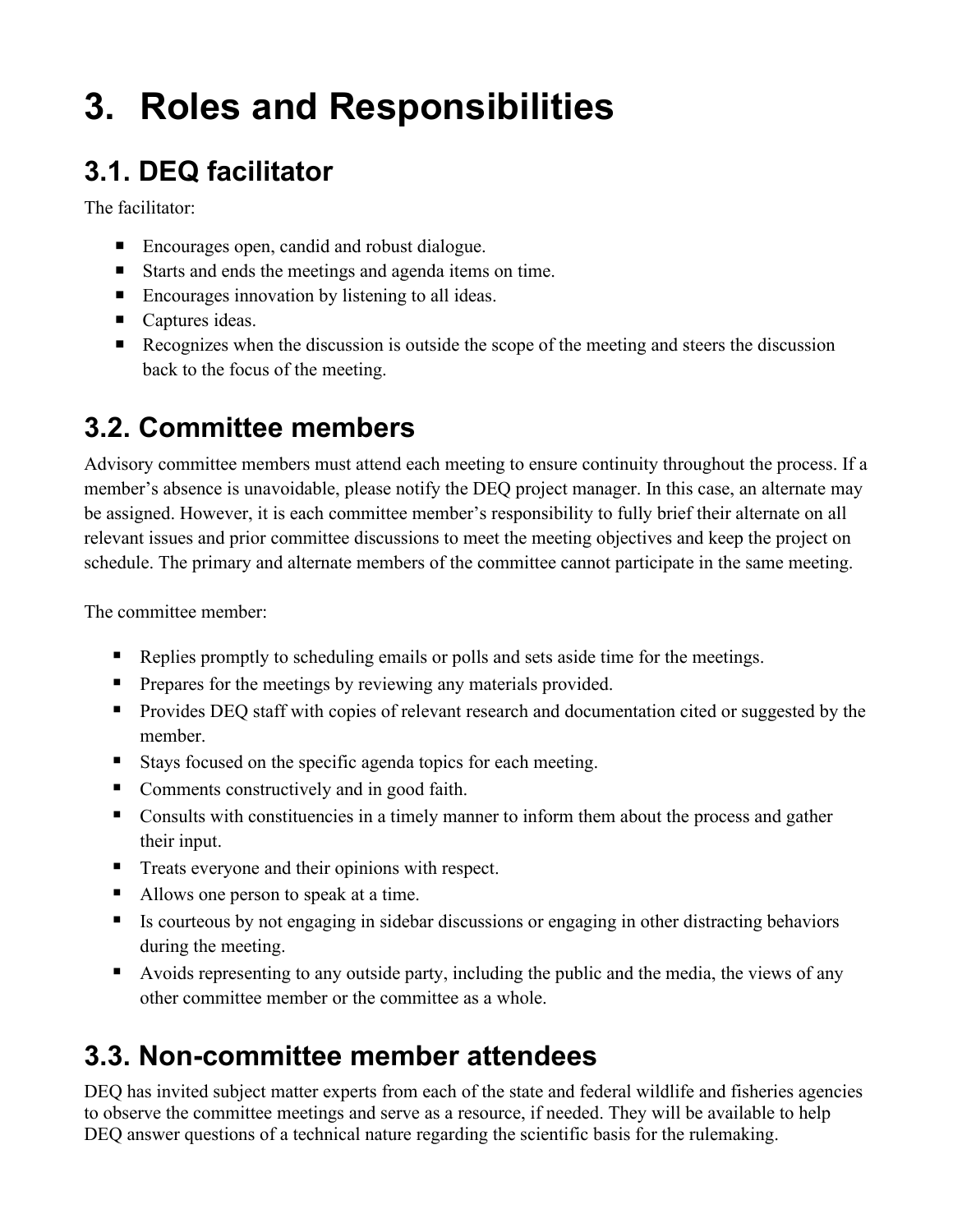# 3. Roles and Responsibilities

## 3.1. DEQ facilitator

The facilitator:

- Encourages open, candid and robust dialogue.
- Starts and ends the meetings and agenda items on time.
- Encourages innovation by listening to all ideas.
- Captures ideas.
- Recognizes when the discussion is outside the scope of the meeting and steers the discussion back to the focus of the meeting.

## 3.2. Committee members

Advisory committee members must attend each meeting to ensure continuity throughout the process. If a member's absence is unavoidable, please notify the DEQ project manager. In this case, an alternate may be assigned. However, it is each committee member's responsibility to fully brief their alternate on all relevant issues and prior committee discussions to meet the meeting objectives and keep the project on schedule. The primary and alternate members of the committee cannot participate in the same meeting.

The committee member:

- Replies promptly to scheduling emails or polls and sets aside time for the meetings.
- Prepares for the meetings by reviewing any materials provided.
- Provides DEQ staff with copies of relevant research and documentation cited or suggested by the member.
- Stays focused on the specific agenda topics for each meeting.
- Comments constructively and in good faith.
- Consults with constituencies in a timely manner to inform them about the process and gather their input.
- Treats everyone and their opinions with respect.
- Allows one person to speak at a time.
- Is courteous by not engaging in sidebar discussions or engaging in other distracting behaviors during the meeting.
- Avoids representing to any outside party, including the public and the media, the views of any other committee member or the committee as a whole.

## 3.3. Non-committee member attendees

DEQ has invited subject matter experts from each of the state and federal wildlife and fisheries agencies to observe the committee meetings and serve as a resource, if needed. They will be available to help DEQ answer questions of a technical nature regarding the scientific basis for the rulemaking.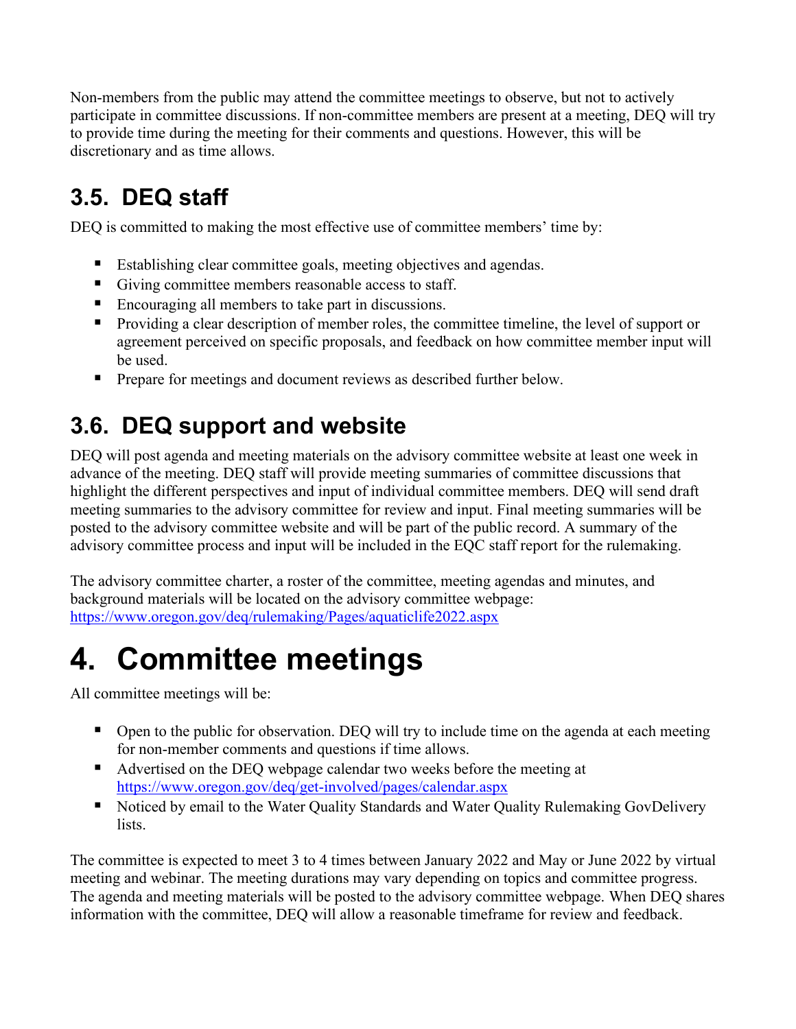Non-members from the public may attend the committee meetings to observe, but not to actively participate in committee discussions. If non-committee members are present at a meeting, DEQ will try to provide time during the meeting for their comments and questions. However, this will be discretionary and as time allows.

## 3.5. DEQ staff

DEQ is committed to making the most effective use of committee members' time by:

- Establishing clear committee goals, meeting objectives and agendas.
- Giving committee members reasonable access to staff.
- Encouraging all members to take part in discussions.
- Providing a clear description of member roles, the committee timeline, the level of support or agreement perceived on specific proposals, and feedback on how committee member input will be used.
- Prepare for meetings and document reviews as described further below.

## 3.6. DEQ support and website

DEQ will post agenda and meeting materials on the advisory committee website at least one week in advance of the meeting. DEQ staff will provide meeting summaries of committee discussions that highlight the different perspectives and input of individual committee members. DEQ will send draft meeting summaries to the advisory committee for review and input. Final meeting summaries will be posted to the advisory committee website and will be part of the public record. A summary of the advisory committee process and input will be included in the EQC staff report for the rulemaking.

The advisory committee charter, a roster of the committee, meeting agendas and minutes, and background materials will be located on the advisory committee webpage: https://www.oregon.gov/deq/rulemaking/Pages/aquaticlife2022.aspx

# 4. Committee meetings

All committee meetings will be:

- Open to the public for observation. DEQ will try to include time on the agenda at each meeting for non-member comments and questions if time allows.
- Advertised on the DEQ webpage calendar two weeks before the meeting at https://www.oregon.gov/deq/get-involved/pages/calendar.aspx
- Noticed by email to the Water Quality Standards and Water Quality Rulemaking GovDelivery lists.

The committee is expected to meet 3 to 4 times between January 2022 and May or June 2022 by virtual meeting and webinar. The meeting durations may vary depending on topics and committee progress. The agenda and meeting materials will be posted to the advisory committee webpage. When DEQ shares information with the committee, DEQ will allow a reasonable timeframe for review and feedback.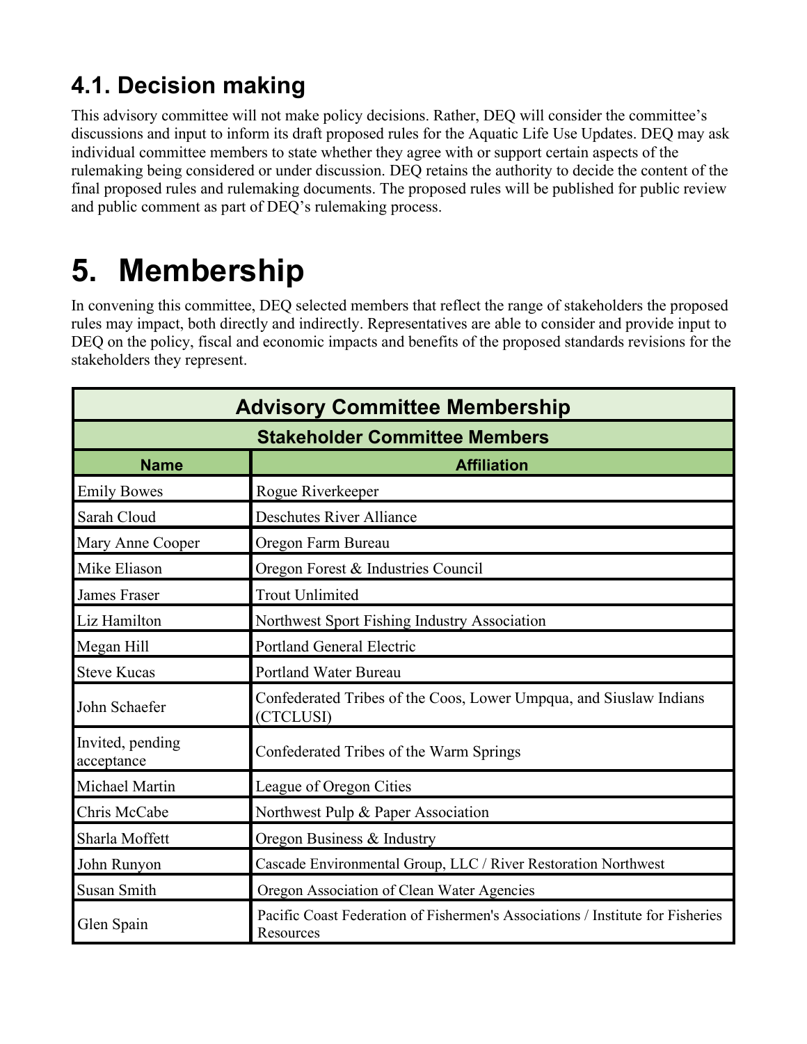## 4.1. Decision making

This advisory committee will not make policy decisions. Rather, DEQ will consider the committee's discussions and input to inform its draft proposed rules for the Aquatic Life Use Updates. DEQ may ask individual committee members to state whether they agree with or support certain aspects of the rulemaking being considered or under discussion. DEQ retains the authority to decide the content of the final proposed rules and rulemaking documents. The proposed rules will be published for public review and public comment as part of DEQ's rulemaking process.

# 5. Membership

In convening this committee, DEQ selected members that reflect the range of stakeholders the proposed rules may impact, both directly and indirectly. Representatives are able to consider and provide input to DEQ on the policy, fiscal and economic impacts and benefits of the proposed standards revisions for the stakeholders they represent.

| Advisory Committee Membership | |
|---|---|
| **Stakeholder Committee Members** | |
| **Name** | **Affiliation** |
| Emily Bowes | Rogue Riverkeeper |
| Sarah Cloud | Deschutes River Alliance |
| Mary Anne Cooper | Oregon Farm Bureau |
| Mike Eliason | Oregon Forest & Industries Council |
| James Fraser | Trout Unlimited |
| Liz Hamilton | Northwest Sport Fishing Industry Association |
| Megan Hill | Portland General Electric |
| Steve Kucas | Portland Water Bureau |
| John Schaefer | Confederated Tribes of the Coos, Lower Umpqua, and Siuslaw Indians (CTCLUSI) |
| Invited, pending acceptance | Confederated Tribes of the Warm Springs |
| Michael Martin | League of Oregon Cities |
| Chris McCabe | Northwest Pulp & Paper Association |
| Sharla Moffett | Oregon Business & Industry |
| John Runyon | Cascade Environmental Group, LLC / River Restoration Northwest |
| Susan Smith | Oregon Association of Clean Water Agencies |
| Glen Spain | Pacific Coast Federation of Fishermen's Associations / Institute for Fisheries Resources |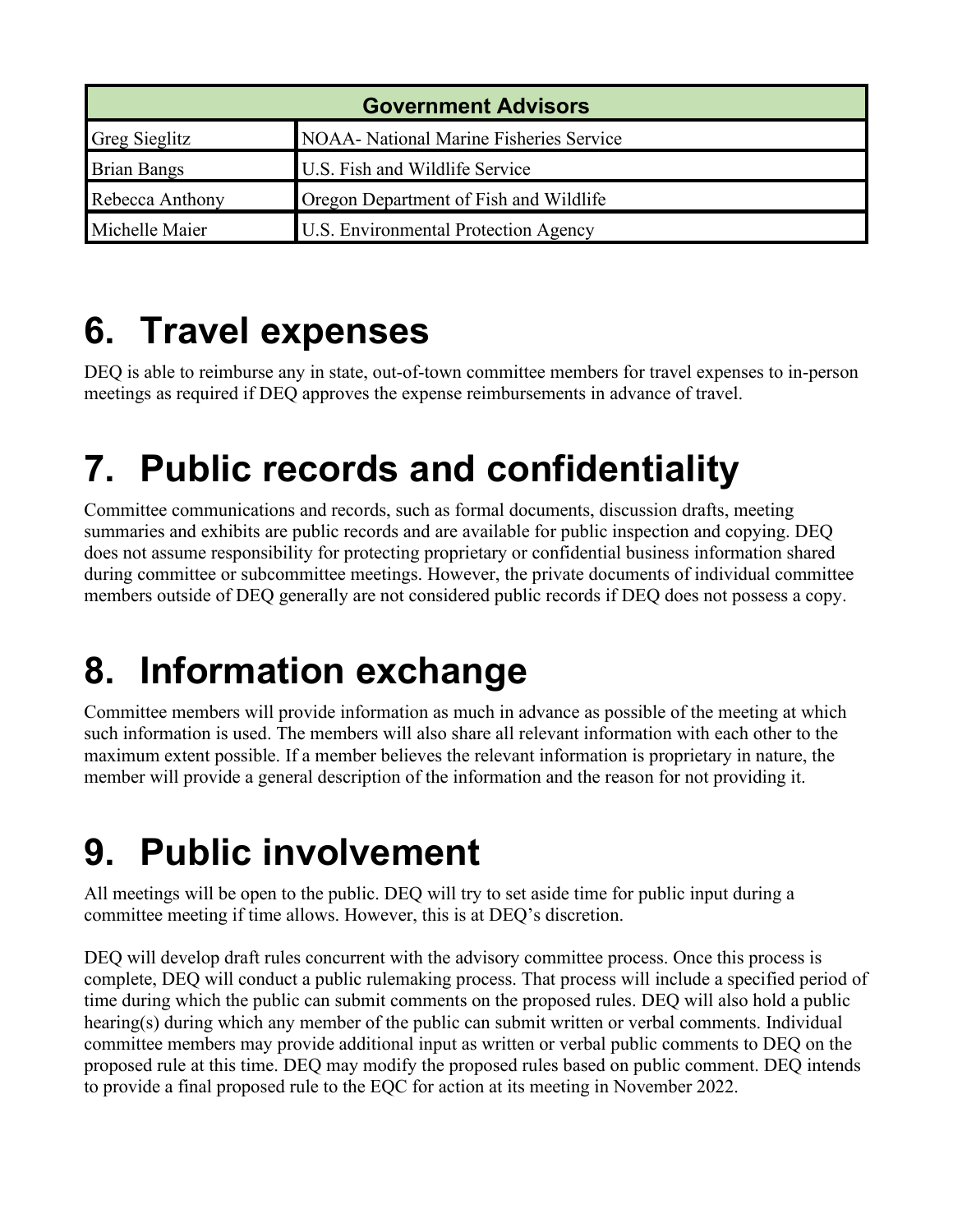| Government Advisors | |
|---|---|
| Greg Sieglitz | NOAA- National Marine Fisheries Service |
| Brian Bangs | U.S. Fish and Wildlife Service |
| Rebecca Anthony | Oregon Department of Fish and Wildlife |
| Michelle Maier | U.S. Environmental Protection Agency |

# 6. Travel expenses

DEQ is able to reimburse any in state, out-of-town committee members for travel expenses to in-person meetings as required if DEQ approves the expense reimbursements in advance of travel.

# 7. Public records and confidentiality

Committee communications and records, such as formal documents, discussion drafts, meeting summaries and exhibits are public records and are available for public inspection and copying. DEQ does not assume responsibility for protecting proprietary or confidential business information shared during committee or subcommittee meetings. However, the private documents of individual committee members outside of DEQ generally are not considered public records if DEQ does not possess a copy.

# 8. Information exchange

Committee members will provide information as much in advance as possible of the meeting at which such information is used. The members will also share all relevant information with each other to the maximum extent possible. If a member believes the relevant information is proprietary in nature, the member will provide a general description of the information and the reason for not providing it.

# 9. Public involvement

All meetings will be open to the public. DEQ will try to set aside time for public input during a committee meeting if time allows. However, this is at DEQ's discretion.

DEQ will develop draft rules concurrent with the advisory committee process. Once this process is complete, DEQ will conduct a public rulemaking process. That process will include a specified period of time during which the public can submit comments on the proposed rules. DEQ will also hold a public hearing(s) during which any member of the public can submit written or verbal comments. Individual committee members may provide additional input as written or verbal public comments to DEQ on the proposed rule at this time. DEQ may modify the proposed rules based on public comment. DEQ intends to provide a final proposed rule to the EQC for action at its meeting in November 2022.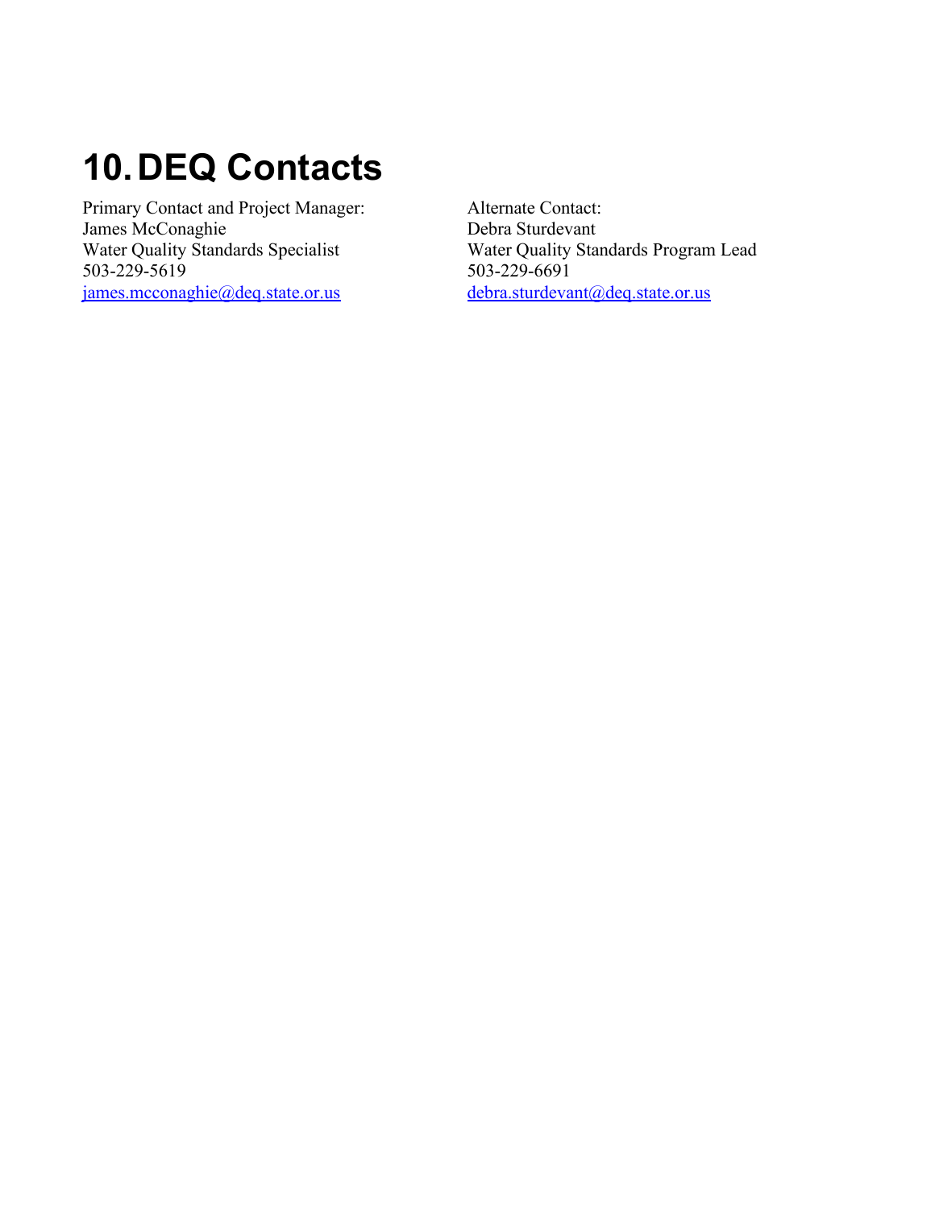# 10. DEQ Contacts

Primary Contact and Project Manager:
James McConaghie
Water Quality Standards Specialist
503-229-5619
james.mcconaghie@deq.state.or.us

Alternate Contact:
Debra Sturdevant
Water Quality Standards Program Lead
503-229-6691
debra.sturdevant@deq.state.or.us